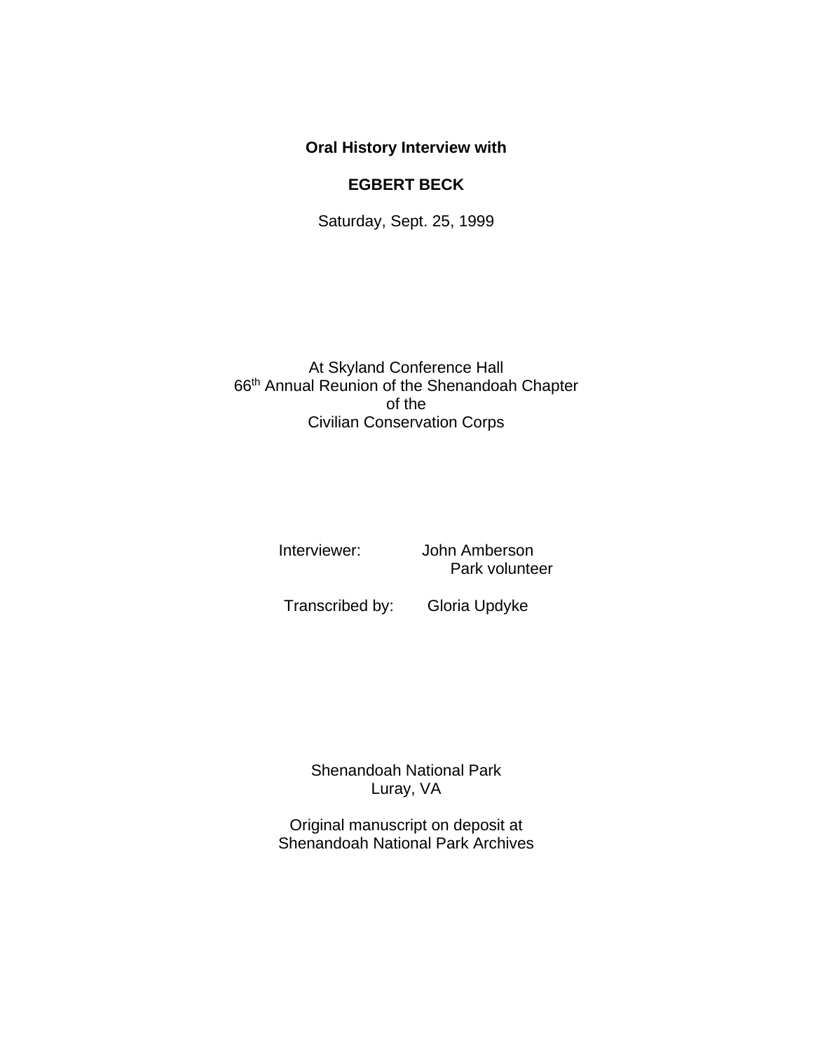**Oral History Interview with**

**EGBERT BECK**

Saturday, Sept. 25, 1999

At Skyland Conference Hall
66th Annual Reunion of the Shenandoah Chapter
of the
Civilian Conservation Corps

Interviewer: John Amberson
Park volunteer

Transcribed by: Gloria Updyke

Shenandoah National Park
Luray, VA

Original manuscript on deposit at
Shenandoah National Park Archives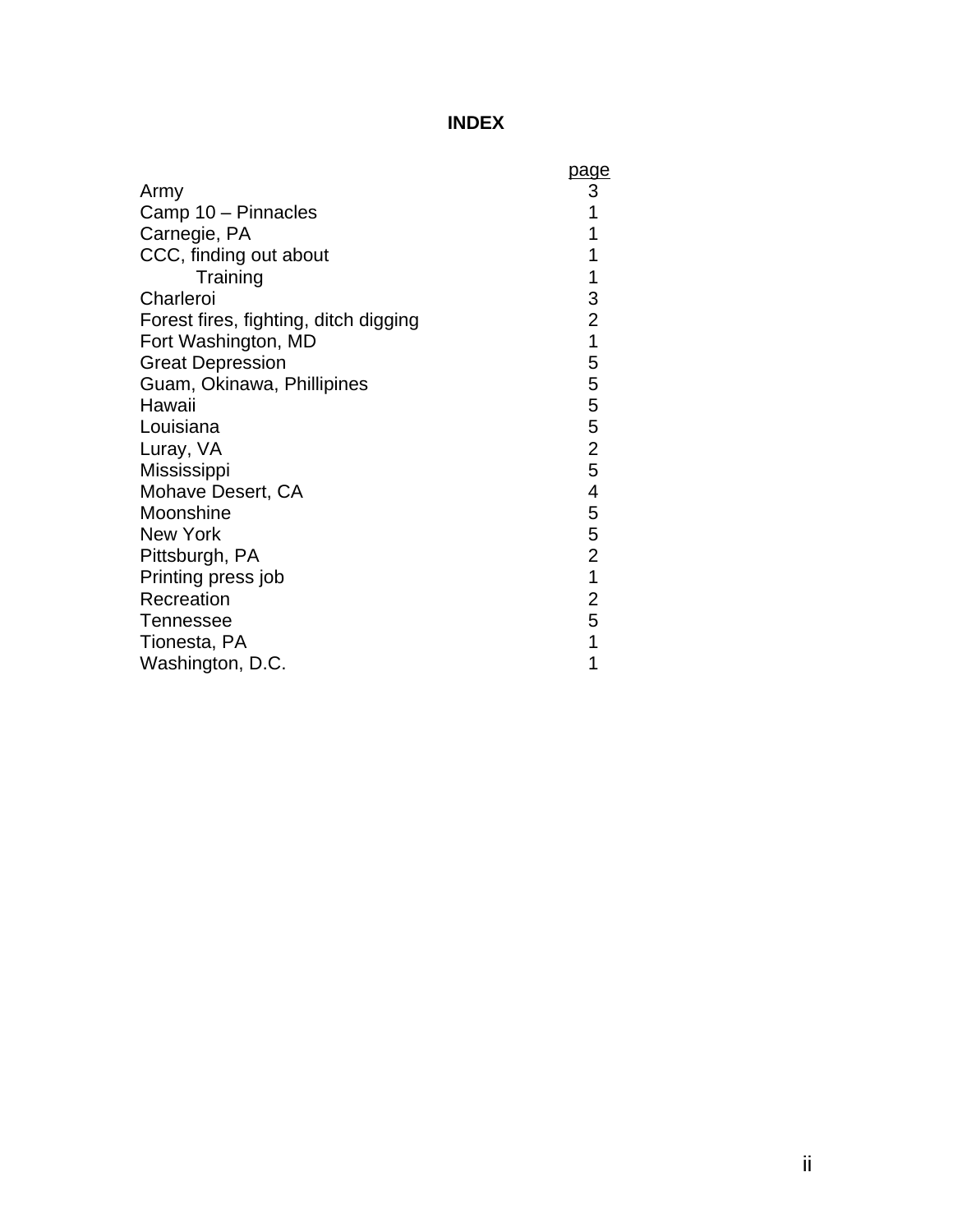# INDEX

| | page |
|---|---|
| Army | 3 |
| Camp 10 – Pinnacles | 1 |
| Carnegie, PA | 1 |
| CCC, finding out about | 1 |
|     Training | 1 |
| Charleroi | 3 |
| Forest fires, fighting, ditch digging | 2 |
| Fort Washington, MD | 1 |
| Great Depression | 5 |
| Guam, Okinawa, Phillipines | 5 |
| Hawaii | 5 |
| Louisiana | 5 |
| Luray, VA | 2 |
| Mississippi | 5 |
| Mohave Desert, CA | 4 |
| Moonshine | 5 |
| New York | 5 |
| Pittsburgh, PA | 2 |
| Printing press job | 1 |
| Recreation | 2 |
| Tennessee | 5 |
| Tionesta, PA | 1 |
| Washington, D.C. | 1 |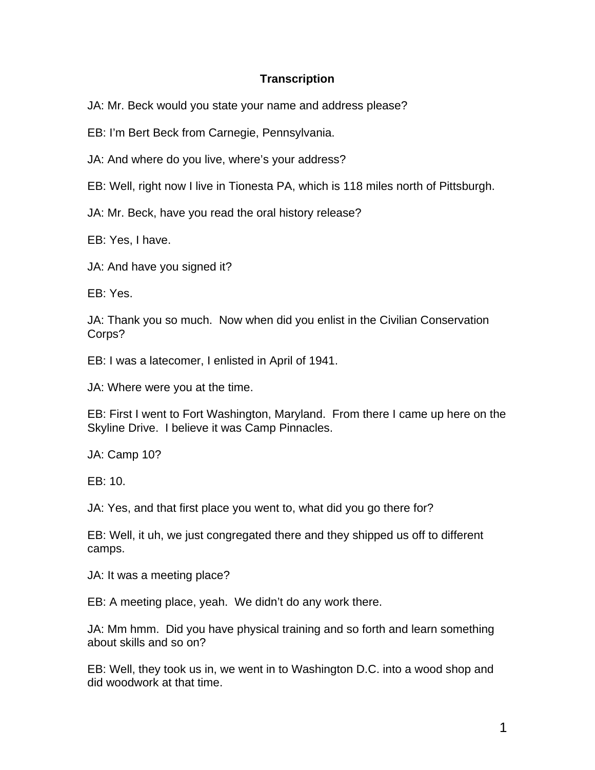**Transcription**

JA: Mr. Beck would you state your name and address please?

EB: I'm Bert Beck from Carnegie, Pennsylvania.

JA: And where do you live, where's your address?

EB: Well, right now I live in Tionesta PA, which is 118 miles north of Pittsburgh.

JA: Mr. Beck, have you read the oral history release?

EB: Yes, I have.

JA: And have you signed it?

EB: Yes.

JA: Thank you so much. Now when did you enlist in the Civilian Conservation Corps?

EB: I was a latecomer, I enlisted in April of 1941.

JA: Where were you at the time.

EB: First I went to Fort Washington, Maryland. From there I came up here on the Skyline Drive. I believe it was Camp Pinnacles.

JA: Camp 10?

EB: 10.

JA: Yes, and that first place you went to, what did you go there for?

EB: Well, it uh, we just congregated there and they shipped us off to different camps.

JA: It was a meeting place?

EB: A meeting place, yeah. We didn't do any work there.

JA: Mm hmm. Did you have physical training and so forth and learn something about skills and so on?

EB: Well, they took us in, we went in to Washington D.C. into a wood shop and did woodwork at that time.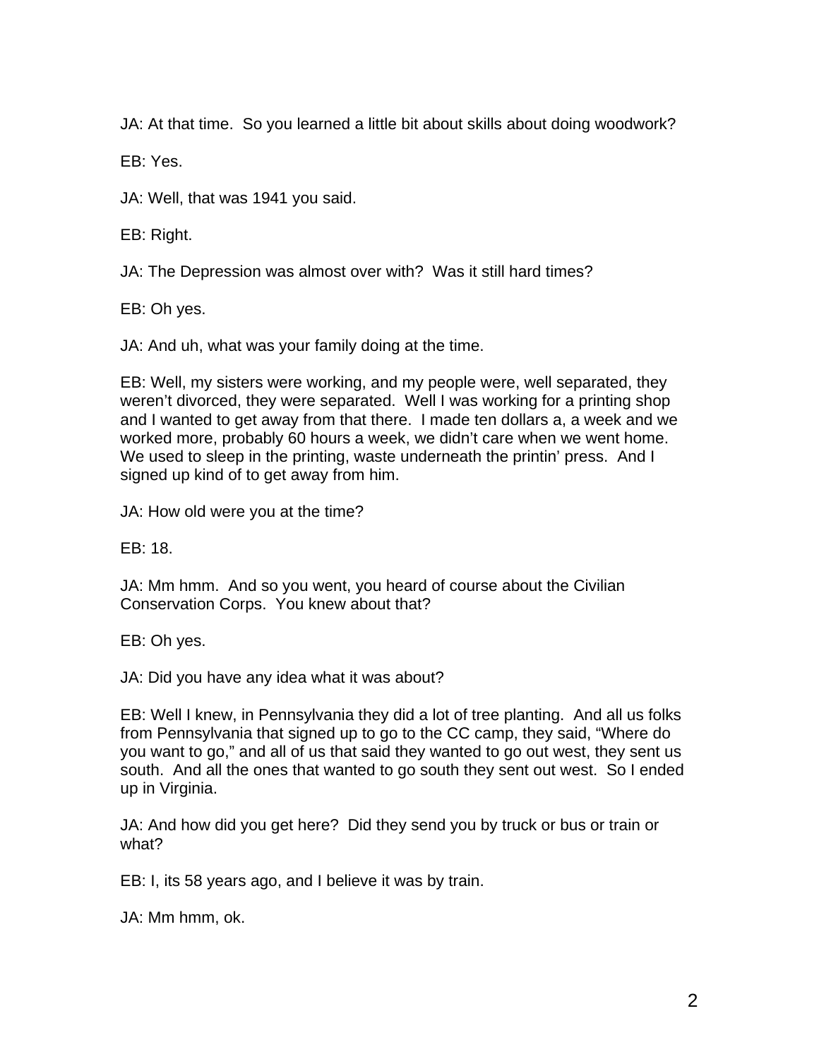JA: At that time.  So you learned a little bit about skills about doing woodwork?

EB: Yes.

JA: Well, that was 1941 you said.

EB: Right.

JA: The Depression was almost over with?  Was it still hard times?

EB: Oh yes.

JA: And uh, what was your family doing at the time.

EB: Well, my sisters were working, and my people were, well separated, they weren't divorced, they were separated.  Well I was working for a printing shop and I wanted to get away from that there.  I made ten dollars a, a week and we worked more, probably 60 hours a week, we didn't care when we went home.  We used to sleep in the printing, waste underneath the printin' press.  And I signed up kind of to get away from him.

JA: How old were you at the time?

EB: 18.

JA: Mm hmm.  And so you went, you heard of course about the Civilian Conservation Corps.  You knew about that?

EB: Oh yes.

JA: Did you have any idea what it was about?

EB: Well I knew, in Pennsylvania they did a lot of tree planting.  And all us folks from Pennsylvania that signed up to go to the CC camp, they said, "Where do you want to go," and all of us that said they wanted to go out west, they sent us south.  And all the ones that wanted to go south they sent out west.  So I ended up in Virginia.

JA: And how did you get here?  Did they send you by truck or bus or train or what?

EB: I, its 58 years ago, and I believe it was by train.

JA: Mm hmm, ok.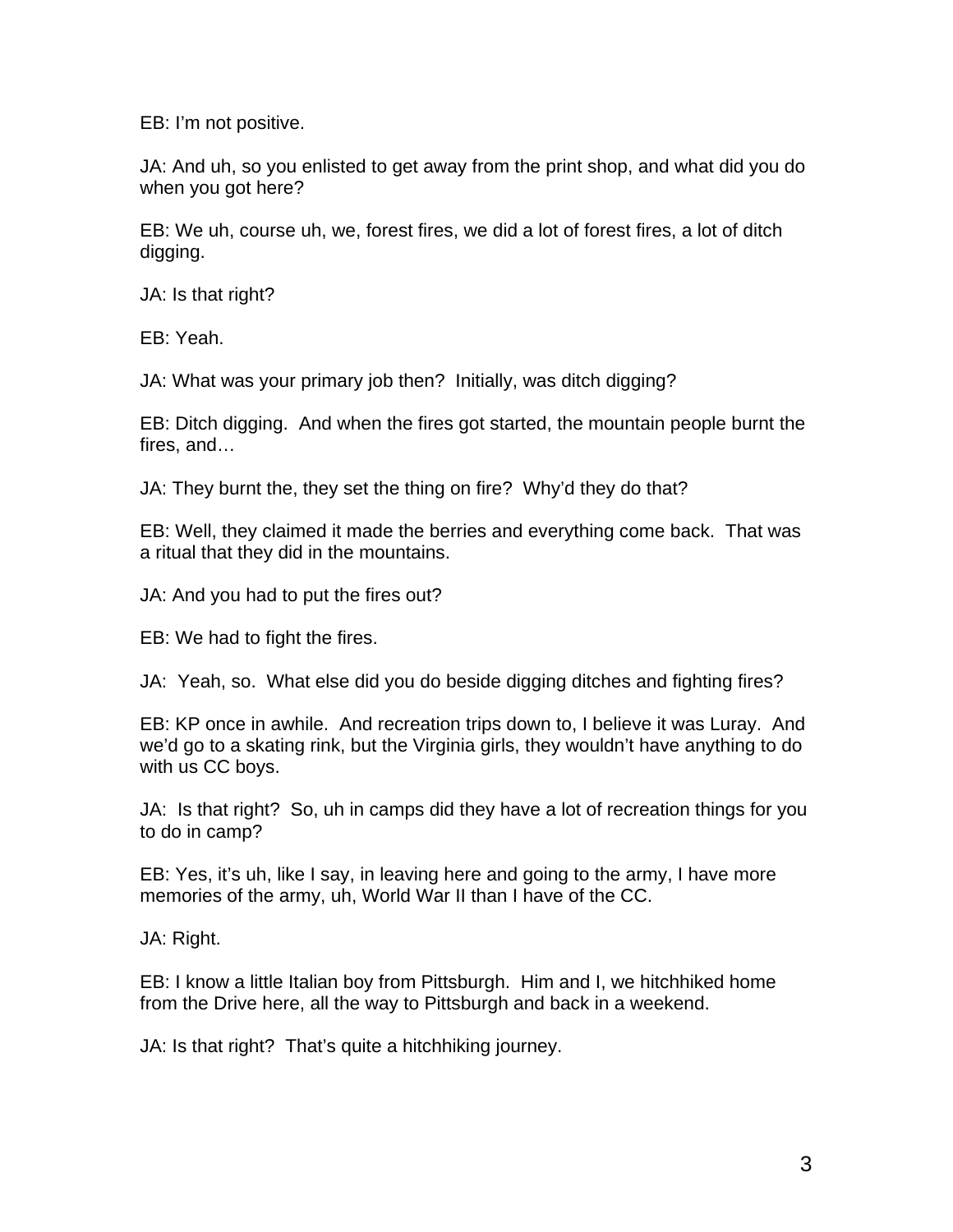EB: I'm not positive.

JA: And uh, so you enlisted to get away from the print shop, and what did you do when you got here?

EB: We uh, course uh, we, forest fires, we did a lot of forest fires, a lot of ditch digging.

JA: Is that right?

EB: Yeah.

JA: What was your primary job then? Initially, was ditch digging?

EB: Ditch digging. And when the fires got started, the mountain people burnt the fires, and…

JA: They burnt the, they set the thing on fire? Why'd they do that?

EB: Well, they claimed it made the berries and everything come back. That was a ritual that they did in the mountains.

JA: And you had to put the fires out?

EB: We had to fight the fires.

JA: Yeah, so. What else did you do beside digging ditches and fighting fires?

EB: KP once in awhile. And recreation trips down to, I believe it was Luray. And we'd go to a skating rink, but the Virginia girls, they wouldn't have anything to do with us CC boys.

JA: Is that right? So, uh in camps did they have a lot of recreation things for you to do in camp?

EB: Yes, it's uh, like I say, in leaving here and going to the army, I have more memories of the army, uh, World War II than I have of the CC.

JA: Right.

EB: I know a little Italian boy from Pittsburgh. Him and I, we hitchhiked home from the Drive here, all the way to Pittsburgh and back in a weekend.

JA: Is that right? That's quite a hitchhiking journey.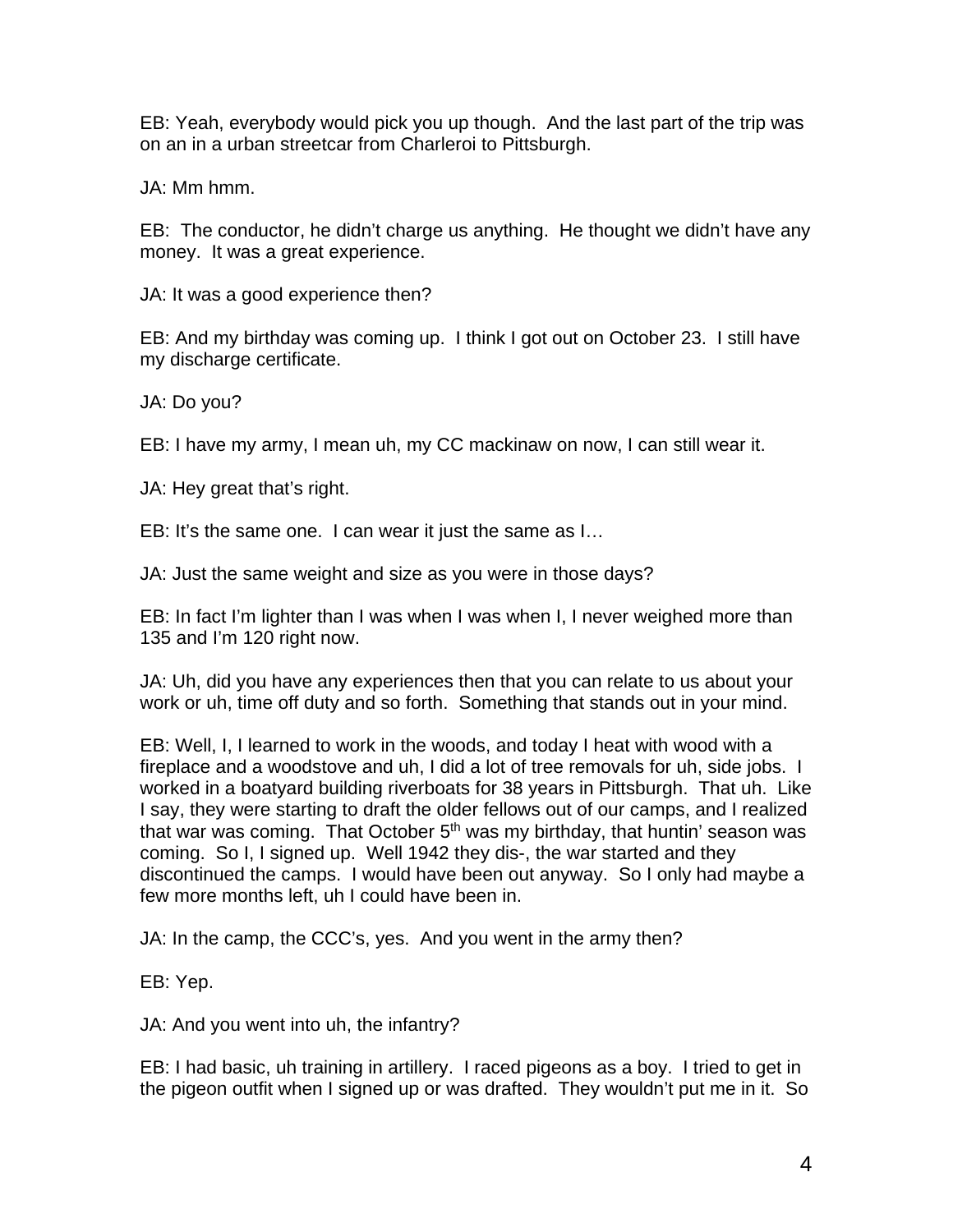EB: Yeah, everybody would pick you up though. And the last part of the trip was on an in a urban streetcar from Charleroi to Pittsburgh.

JA: Mm hmm.

EB: The conductor, he didn't charge us anything. He thought we didn't have any money. It was a great experience.

JA: It was a good experience then?

EB: And my birthday was coming up. I think I got out on October 23. I still have my discharge certificate.

JA: Do you?

EB: I have my army, I mean uh, my CC mackinaw on now, I can still wear it.

JA: Hey great that's right.

EB: It's the same one. I can wear it just the same as I…

JA: Just the same weight and size as you were in those days?

EB: In fact I'm lighter than I was when I was when I, I never weighed more than 135 and I'm 120 right now.

JA: Uh, did you have any experiences then that you can relate to us about your work or uh, time off duty and so forth. Something that stands out in your mind.

EB: Well, I, I learned to work in the woods, and today I heat with wood with a fireplace and a woodstove and uh, I did a lot of tree removals for uh, side jobs. I worked in a boatyard building riverboats for 38 years in Pittsburgh. That uh. Like I say, they were starting to draft the older fellows out of our camps, and I realized that war was coming. That October 5th was my birthday, that huntin' season was coming. So I, I signed up. Well 1942 they dis-, the war started and they discontinued the camps. I would have been out anyway. So I only had maybe a few more months left, uh I could have been in.

JA: In the camp, the CCC's, yes. And you went in the army then?

EB: Yep.

JA: And you went into uh, the infantry?

EB: I had basic, uh training in artillery. I raced pigeons as a boy. I tried to get in the pigeon outfit when I signed up or was drafted. They wouldn't put me in it. So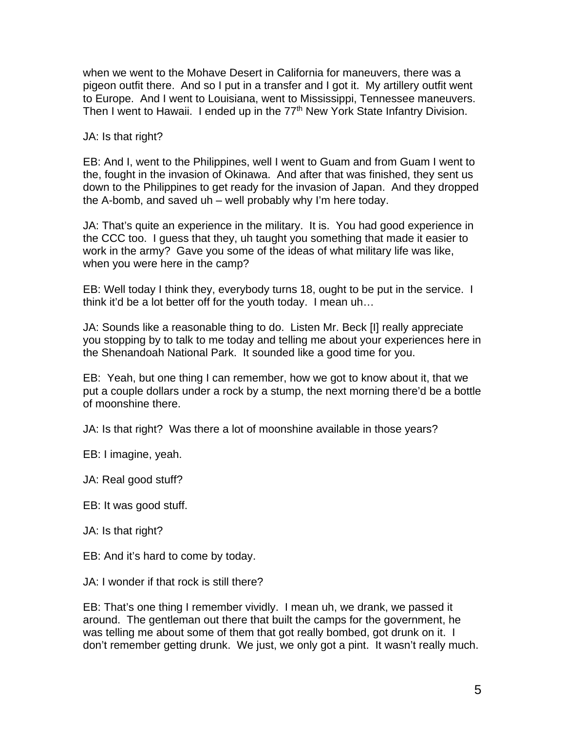when we went to the Mohave Desert in California for maneuvers, there was a pigeon outfit there. And so I put in a transfer and I got it. My artillery outfit went to Europe. And I went to Louisiana, went to Mississippi, Tennessee maneuvers. Then I went to Hawaii. I ended up in the 77th New York State Infantry Division.

JA: Is that right?

EB: And I, went to the Philippines, well I went to Guam and from Guam I went to the, fought in the invasion of Okinawa. And after that was finished, they sent us down to the Philippines to get ready for the invasion of Japan. And they dropped the A-bomb, and saved uh – well probably why I'm here today.

JA: That's quite an experience in the military. It is. You had good experience in the CCC too. I guess that they, uh taught you something that made it easier to work in the army? Gave you some of the ideas of what military life was like, when you were here in the camp?

EB: Well today I think they, everybody turns 18, ought to be put in the service. I think it'd be a lot better off for the youth today. I mean uh…

JA: Sounds like a reasonable thing to do. Listen Mr. Beck [I] really appreciate you stopping by to talk to me today and telling me about your experiences here in the Shenandoah National Park. It sounded like a good time for you.

EB: Yeah, but one thing I can remember, how we got to know about it, that we put a couple dollars under a rock by a stump, the next morning there'd be a bottle of moonshine there.

JA: Is that right? Was there a lot of moonshine available in those years?

EB: I imagine, yeah.

JA: Real good stuff?

EB: It was good stuff.

JA: Is that right?

EB: And it's hard to come by today.

JA: I wonder if that rock is still there?

EB: That's one thing I remember vividly. I mean uh, we drank, we passed it around. The gentleman out there that built the camps for the government, he was telling me about some of them that got really bombed, got drunk on it. I don't remember getting drunk. We just, we only got a pint. It wasn't really much.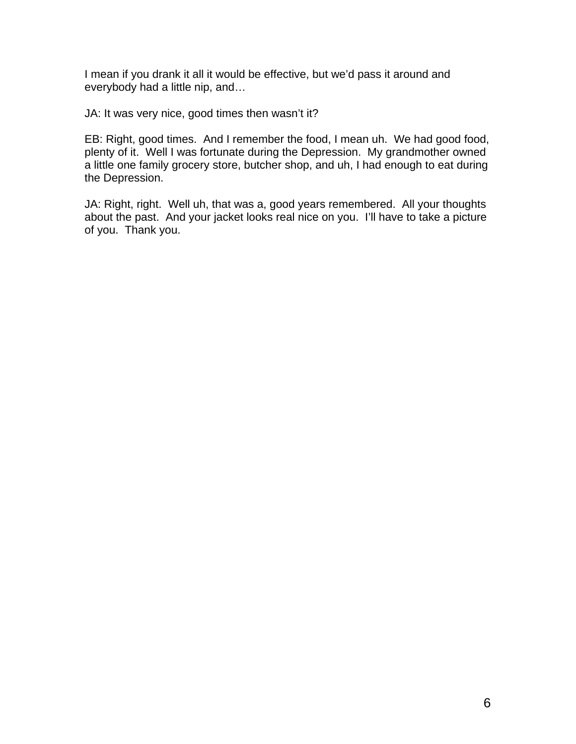I mean if you drank it all it would be effective, but we'd pass it around and everybody had a little nip, and…

JA: It was very nice, good times then wasn't it?

EB: Right, good times. And I remember the food, I mean uh. We had good food, plenty of it. Well I was fortunate during the Depression. My grandmother owned a little one family grocery store, butcher shop, and uh, I had enough to eat during the Depression.

JA: Right, right. Well uh, that was a, good years remembered. All your thoughts about the past. And your jacket looks real nice on you. I'll have to take a picture of you. Thank you.